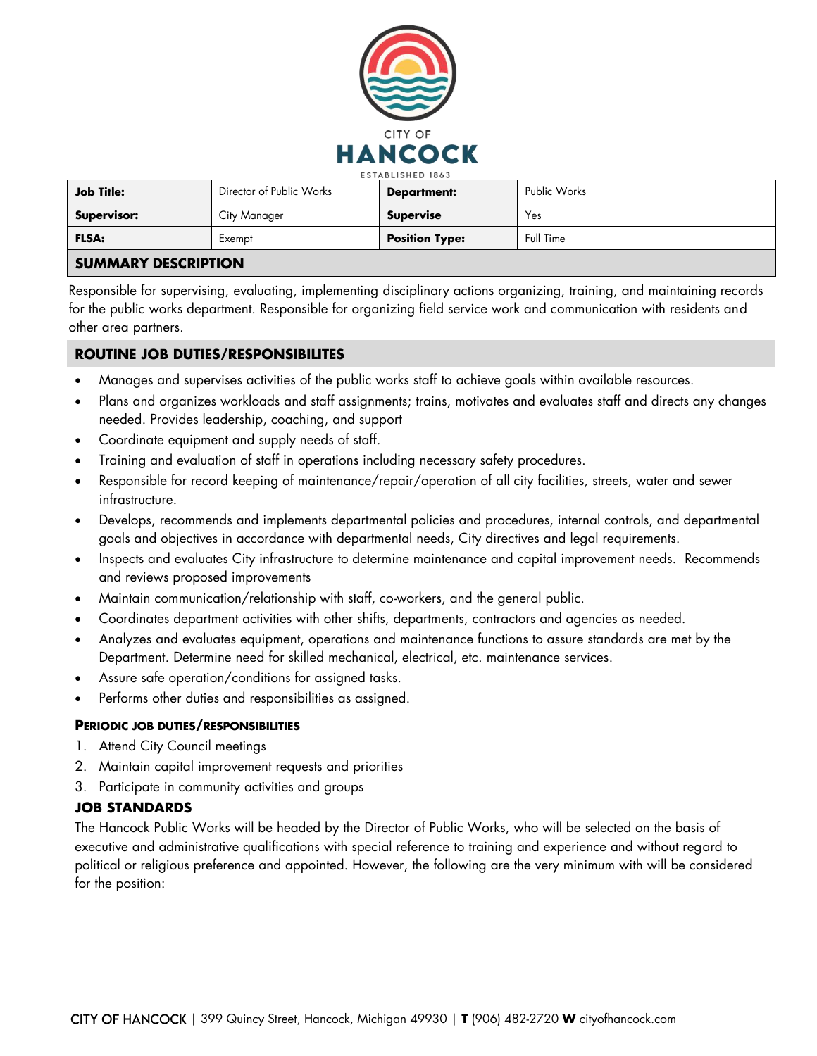CITY OF

# HANCOCK

ESTABLISHED 1863

| **Job Title:** | Director of Public Works | **Department:** | Public Works |
|---|---|---|---|
| **Supervisor:** | City Manager | **Supervise** | Yes |
| **FLSA:** | Exempt | **Position Type:** | Full Time |

## SUMMARY DESCRIPTION

Responsible for supervising, evaluating, implementing disciplinary actions organizing, training, and maintaining records for the public works department. Responsible for organizing field service work and communication with residents and other area partners.

## ROUTINE JOB DUTIES/RESPONSIBILITES

- Manages and supervises activities of the public works staff to achieve goals within available resources.
- Plans and organizes workloads and staff assignments; trains, motivates and evaluates staff and directs any changes needed. Provides leadership, coaching, and support
- Coordinate equipment and supply needs of staff.
- Training and evaluation of staff in operations including necessary safety procedures.
- Responsible for record keeping of maintenance/repair/operation of all city facilities, streets, water and sewer infrastructure.
- Develops, recommends and implements departmental policies and procedures, internal controls, and departmental goals and objectives in accordance with departmental needs, City directives and legal requirements.
- Inspects and evaluates City infrastructure to determine maintenance and capital improvement needs. Recommends and reviews proposed improvements
- Maintain communication/relationship with staff, co-workers, and the general public.
- Coordinates department activities with other shifts, departments, contractors and agencies as needed.
- Analyzes and evaluates equipment, operations and maintenance functions to assure standards are met by the Department. Determine need for skilled mechanical, electrical, etc. maintenance services.
- Assure safe operation/conditions for assigned tasks.
- Performs other duties and responsibilities as assigned.

### PERIODIC JOB DUTIES/RESPONSIBILITIES

1. Attend City Council meetings
2. Maintain capital improvement requests and priorities
3. Participate in community activities and groups

### JOB STANDARDS

The Hancock Public Works will be headed by the Director of Public Works, who will be selected on the basis of executive and administrative qualifications with special reference to training and experience and without regard to political or religious preference and appointed. However, the following are the very minimum with will be considered for the position: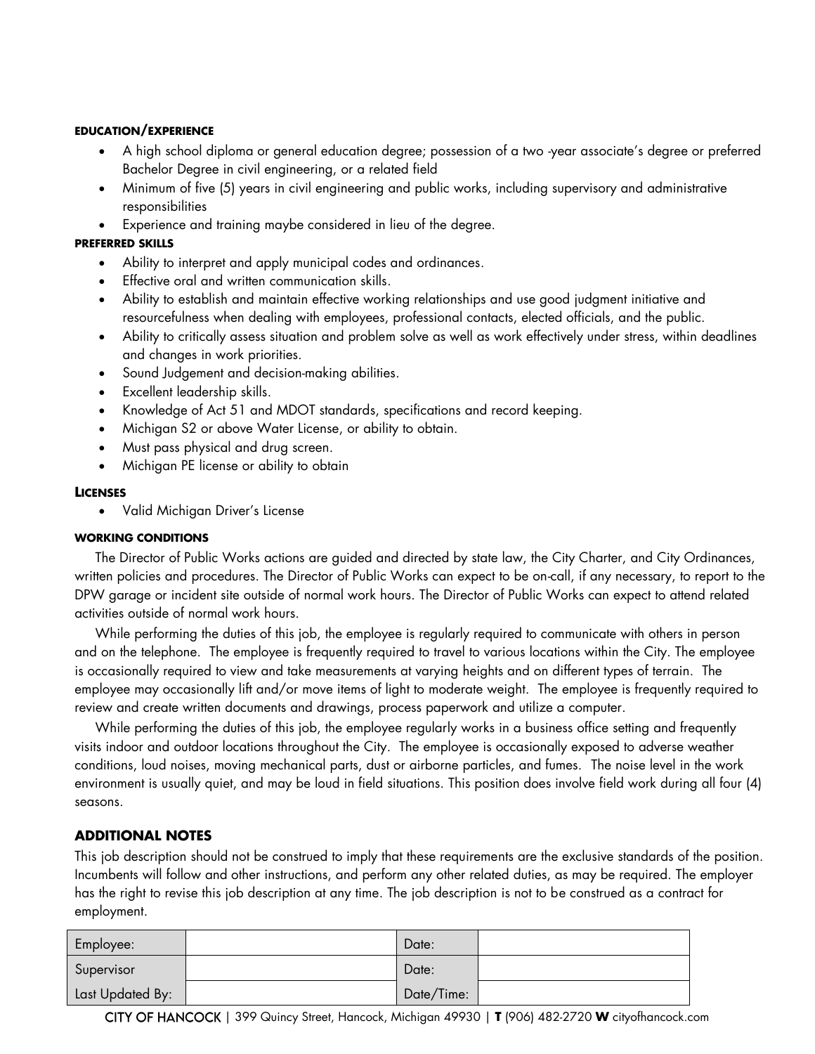#### EDUCATION/EXPERIENCE

- A high school diploma or general education degree; possession of a two -year associate's degree or preferred Bachelor Degree in civil engineering, or a related field
- Minimum of five (5) years in civil engineering and public works, including supervisory and administrative responsibilities
- Experience and training maybe considered in lieu of the degree.

#### PREFERRED SKILLS

- Ability to interpret and apply municipal codes and ordinances.
- Effective oral and written communication skills.
- Ability to establish and maintain effective working relationships and use good judgment initiative and resourcefulness when dealing with employees, professional contacts, elected officials, and the public.
- Ability to critically assess situation and problem solve as well as work effectively under stress, within deadlines and changes in work priorities.
- Sound Judgement and decision-making abilities.
- Excellent leadership skills.
- Knowledge of Act 51 and MDOT standards, specifications and record keeping.
- Michigan S2 or above Water License, or ability to obtain.
- Must pass physical and drug screen.
- Michigan PE license or ability to obtain

#### LICENSES

- Valid Michigan Driver's License

#### WORKING CONDITIONS

The Director of Public Works actions are guided and directed by state law, the City Charter, and City Ordinances, written policies and procedures. The Director of Public Works can expect to be on-call, if any necessary, to report to the DPW garage or incident site outside of normal work hours. The Director of Public Works can expect to attend related activities outside of normal work hours.

While performing the duties of this job, the employee is regularly required to communicate with others in person and on the telephone. The employee is frequently required to travel to various locations within the City. The employee is occasionally required to view and take measurements at varying heights and on different types of terrain. The employee may occasionally lift and/or move items of light to moderate weight. The employee is frequently required to review and create written documents and drawings, process paperwork and utilize a computer.

While performing the duties of this job, the employee regularly works in a business office setting and frequently visits indoor and outdoor locations throughout the City. The employee is occasionally exposed to adverse weather conditions, loud noises, moving mechanical parts, dust or airborne particles, and fumes. The noise level in the work environment is usually quiet, and may be loud in field situations. This position does involve field work during all four (4) seasons.

### ADDITIONAL NOTES

This job description should not be construed to imply that these requirements are the exclusive standards of the position. Incumbents will follow and other instructions, and perform any other related duties, as may be required. The employer has the right to revise this job description at any time. The job description is not to be construed as a contract for employment.

| Employee: | | Date: | |
|---|---|---|---|
| Supervisor | | Date: | |
| Last Updated By: | | Date/Time: | |